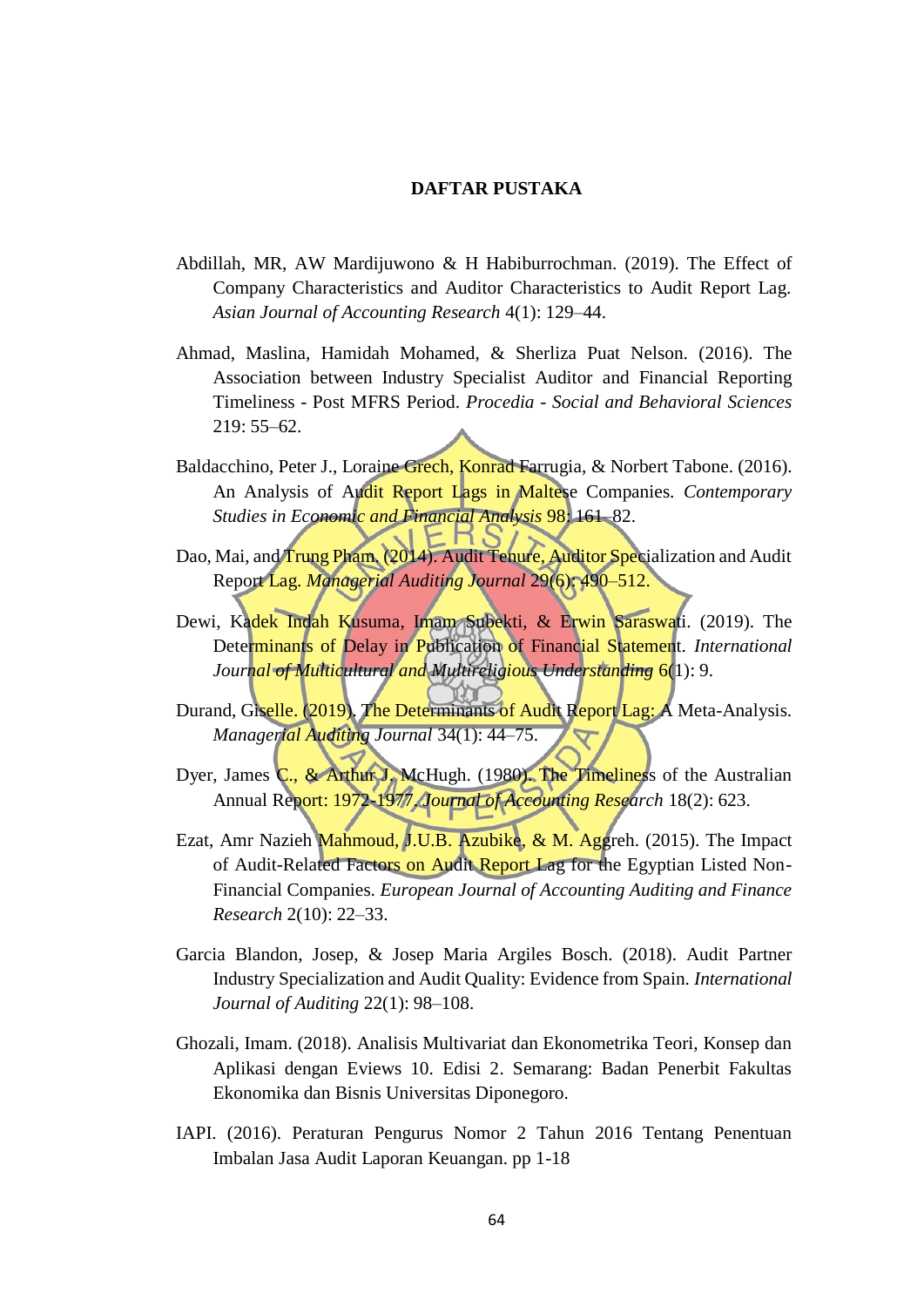# DAFTAR PUSTAKA

Abdillah, MR, AW Mardijuwono & H Habiburrochman. (2019). The Effect of Company Characteristics and Auditor Characteristics to Audit Report Lag. *Asian Journal of Accounting Research* 4(1): 129–44.

Ahmad, Maslina, Hamidah Mohamed, & Sherliza Puat Nelson. (2016). The Association between Industry Specialist Auditor and Financial Reporting Timeliness - Post MFRS Period. *Procedia - Social and Behavioral Sciences* 219: 55–62.

Baldacchino, Peter J., Loraine Grech, Konrad Farrugia, & Norbert Tabone. (2016). An Analysis of Audit Report Lags in Maltese Companies. *Contemporary Studies in Economic and Financial Analysis* 98: 161–82.

Dao, Mai, and Trung Pham. (2014). Audit Tenure, Auditor Specialization and Audit Report Lag. *Managerial Auditing Journal* 29(6): 490–512.

Dewi, Kadek Indah Kusuma, Imam Subekti, & Erwin Saraswati. (2019). The Determinants of Delay in Publication of Financial Statement. *International Journal of Multicultural and Multireligious Understanding* 6(1): 9.

Durand, Giselle. (2019). The Determinants of Audit Report Lag: A Meta-Analysis. *Managerial Auditing Journal* 34(1): 44–75.

Dyer, James C., & Arthur J. McHugh. (1980). The Timeliness of the Australian Annual Report: 1972-1977. *Journal of Accounting Research* 18(2): 623.

Ezat, Amr Nazieh Mahmoud, J.U.B. Azubike, & M. Aggreh. (2015). The Impact of Audit-Related Factors on Audit Report Lag for the Egyptian Listed Non-Financial Companies. *European Journal of Accounting Auditing and Finance Research* 2(10): 22–33.

Garcia Blandon, Josep, & Josep Maria Argiles Bosch. (2018). Audit Partner Industry Specialization and Audit Quality: Evidence from Spain. *International Journal of Auditing* 22(1): 98–108.

Ghozali, Imam. (2018). Analisis Multivariat dan Ekonometrika Teori, Konsep dan Aplikasi dengan Eviews 10. Edisi 2. Semarang: Badan Penerbit Fakultas Ekonomika dan Bisnis Universitas Diponegoro.

IAPI. (2016). Peraturan Pengurus Nomor 2 Tahun 2016 Tentang Penentuan Imbalan Jasa Audit Laporan Keuangan. pp 1-18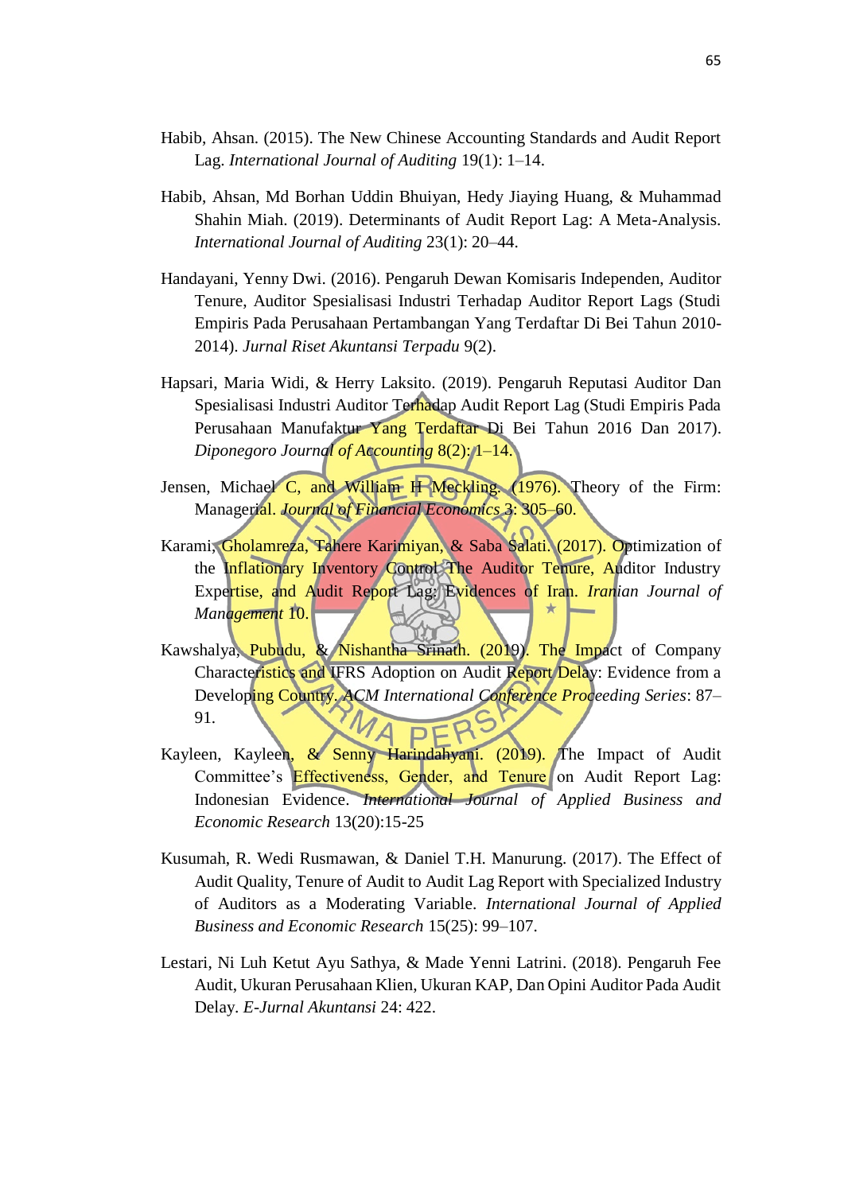Habib, Ahsan. (2015). The New Chinese Accounting Standards and Audit Report Lag. *International Journal of Auditing* 19(1): 1–14.

Habib, Ahsan, Md Borhan Uddin Bhuiyan, Hedy Jiaying Huang, & Muhammad Shahin Miah. (2019). Determinants of Audit Report Lag: A Meta-Analysis. *International Journal of Auditing* 23(1): 20–44.

Handayani, Yenny Dwi. (2016). Pengaruh Dewan Komisaris Independen, Auditor Tenure, Auditor Spesialisasi Industri Terhadap Auditor Report Lags (Studi Empiris Pada Perusahaan Pertambangan Yang Terdaftar Di Bei Tahun 2010-2014). *Jurnal Riset Akuntansi Terpadu* 9(2).

Hapsari, Maria Widi, & Herry Laksito. (2019). Pengaruh Reputasi Auditor Dan Spesialisasi Industri Auditor Terhadap Audit Report Lag (Studi Empiris Pada Perusahaan Manufaktur Yang Terdaftar Di Bei Tahun 2016 Dan 2017). *Diponegoro Journal of Accounting* 8(2): 1–14.

Jensen, Michael C, and William H Meckling. (1976). Theory of the Firm: Managerial. *Journal of Financial Economics* 3: 305–60.

Karami, Gholamreza, Tahere Karimiyan, & Saba Salati. (2017). Optimization of the Inflationary Inventory Control The Auditor Tenure, Auditor Industry Expertise, and Audit Report Lag: Evidences of Iran. *Iranian Journal of Management* 10.

Kawshalya, Pubudu, & Nishantha Srinath. (2019). The Impact of Company Characteristics and IFRS Adoption on Audit Report Delay: Evidence from a Developing Country. *ACM International Conference Proceeding Series*: 87–91.

Kayleen, Kayleen, & Senny Harindahyani. (2019). The Impact of Audit Committee's Effectiveness, Gender, and Tenure on Audit Report Lag: Indonesian Evidence. *International Journal of Applied Business and Economic Research* 13(20):15-25

Kusumah, R. Wedi Rusmawan, & Daniel T.H. Manurung. (2017). The Effect of Audit Quality, Tenure of Audit to Audit Lag Report with Specialized Industry of Auditors as a Moderating Variable. *International Journal of Applied Business and Economic Research* 15(25): 99–107.

Lestari, Ni Luh Ketut Ayu Sathya, & Made Yenni Latrini. (2018). Pengaruh Fee Audit, Ukuran Perusahaan Klien, Ukuran KAP, Dan Opini Auditor Pada Audit Delay. *E-Jurnal Akuntansi* 24: 422.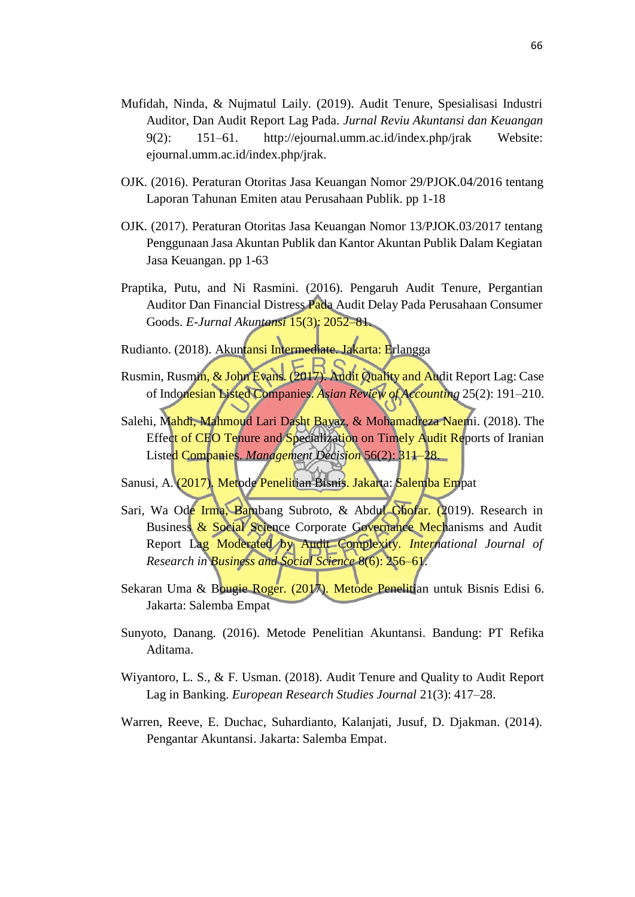Mufidah, Ninda, & Nujmatul Laily. (2019). Audit Tenure, Spesialisasi Industri Auditor, Dan Audit Report Lag Pada. *Jurnal Reviu Akuntansi dan Keuangan* 9(2): 151–61. http://ejournal.umm.ac.id/index.php/jrak Website: ejournal.umm.ac.id/index.php/jrak.

OJK. (2016). Peraturan Otoritas Jasa Keuangan Nomor 29/PJOK.04/2016 tentang Laporan Tahunan Emiten atau Perusahaan Publik. pp 1-18

OJK. (2017). Peraturan Otoritas Jasa Keuangan Nomor 13/PJOK.03/2017 tentang Penggunaan Jasa Akuntan Publik dan Kantor Akuntan Publik Dalam Kegiatan Jasa Keuangan. pp 1-63

Praptika, Putu, and Ni Rasmini. (2016). Pengaruh Audit Tenure, Pergantian Auditor Dan Financial Distress Pada Audit Delay Pada Perusahaan Consumer Goods. *E-Jurnal Akuntansi* 15(3): 2052–81.

Rudianto. (2018). Akuntansi Intermediate. Jakarta: Erlangga

Rusmin, Rusmin, & John Evans. (2017). Audit Quality and Audit Report Lag: Case of Indonesian Listed Companies. *Asian Review of Accounting* 25(2): 191–210.

Salehi, Mahdi, Mahmoud Lari Dasht Bayaz, & Mohamadreza Naemi. (2018). The Effect of CEO Tenure and Specialization on Timely Audit Reports of Iranian Listed Companies. *Management Decision* 56(2): 311–28.

Sanusi, A. (2017). Metode Penelitian Bisnis. Jakarta: Salemba Empat

Sari, Wa Ode Irma, Bambang Subroto, & Abdul Ghofar. (2019). Research in Business & Social Science Corporate Governance Mechanisms and Audit Report Lag Moderated by Audit Complexity. *International Journal of Research in Business and Social Science* 8(6): 256–61.

Sekaran Uma & Bougie Roger. (2017). Metode Penelitian untuk Bisnis Edisi 6. Jakarta: Salemba Empat

Sunyoto, Danang. (2016). Metode Penelitian Akuntansi. Bandung: PT Refika Aditama.

Wiyantoro, L. S., & F. Usman. (2018). Audit Tenure and Quality to Audit Report Lag in Banking. *European Research Studies Journal* 21(3): 417–28.

Warren, Reeve, E. Duchac, Suhardianto, Kalanjati, Jusuf, D. Djakman. (2014). Pengantar Akuntansi. Jakarta: Salemba Empat.